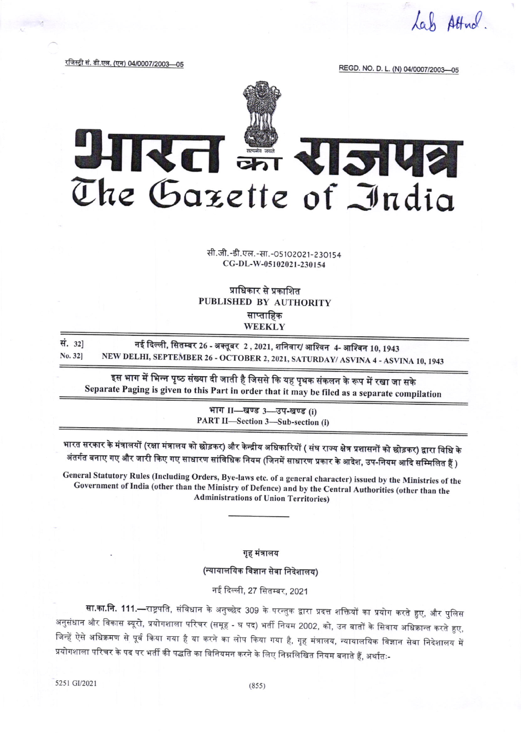Lab Attnd.

रजिस्ट्री सं. डी.एल. (एन) 04/0007/2003—05

REGD. NO. D. L. (N) 04/0007/2003—05

# भारत का राजपत्र
# The Gazette of India

सी.जी.-डी.एल.-सा.-05102021-230154
CG-DL-W-05102021-230154

प्राधिकार से प्रकाशित
PUBLISHED BY AUTHORITY
साप्ताहिक
WEEKLY

सं. 32] नई दिल्ली, सितम्बर 26 - अक्तूबर 2, 2021, शनिवार/ आश्विन 4- आश्विन 10, 1943
No. 32] NEW DELHI, SEPTEMBER 26 - OCTOBER 2, 2021, SATURDAY/ ASVINA 4 - ASVINA 10, 1943

इस भाग में भिन्न पृष्ठ संख्या दी जाती है जिससे कि यह पृथक संकलन के रूप में रखा जा सके
Separate Paging is given to this Part in order that it may be filed as a separate compilation

भाग II—खण्ड 3—उप-खण्ड (i)
PART II—Section 3—Sub-section (i)

भारत सरकार के मंत्रालयों (रक्षा मंत्रालय को छोड़कर) और केन्द्रीय अधिकारियों ( संघ राज्य क्षेत्र प्रशासनों को छोड़कर) द्वारा विधि के अंतर्गत बनाए गए और जारी किए गए साधारण सांविधिक नियम (जिनमें साधारण प्रकार के आदेश, उप-नियम आदि सम्मिलित हैं )

General Statutory Rules (Including Orders, Bye-laws etc. of a general character) issued by the Ministries of the Government of India (other than the Ministry of Defence) and by the Central Authorities (other than the Administrations of Union Territories)

---

## गृह मंत्रालय

### (न्यायालयिक विज्ञान सेवा निदेशालय)

नई दिल्ली, 27 सितम्बर, 2021

**सा.का.नि. 111.**—राष्ट्रपति, संविधान के अनुच्छेद 309 के परन्तुक द्वारा प्रदत्त शक्तियों का प्रयोग करते हुए, और पुलिस अनुसंधान और विकास ब्यूरो, प्रयोगशाला परिचर (समूह - घ पद) भर्ती नियम 2002, को, उन बातों के सिवाय अधिक्रान्त करते हुए, जिन्हें ऐसे अधिक्रमण से पूर्व किया गया है या करने का लोप किया गया है, गृह मंत्रालय, न्यायालयिक विज्ञान सेवा निदेशालय में प्रयोगशाला परिचर के पद पर भर्ती की पद्धति का विनियमन करने के लिए निम्नलिखित नियम बनाते हैं, अर्थातः-

5251 GI/2021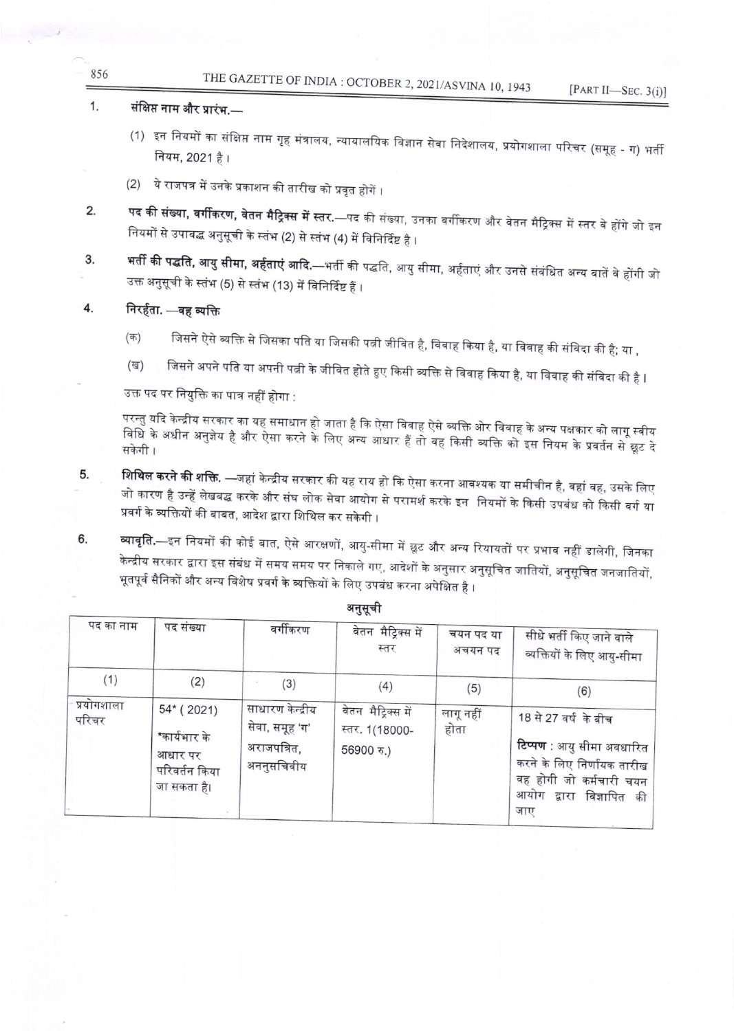1. **संक्षिप्त नाम और प्रारंभ.—**

   (1) इन नियमों का संक्षिप्त नाम गृह मंत्रालय, न्यायालयिक विज्ञान सेवा निदेशालय, प्रयोगशाला परिचर (समूह - ग) भर्ती नियम, 2021 है।

   (2) ये राजपत्र में उनके प्रकाशन की तारीख को प्रवृत होगें।

2. **पद की संख्या, वर्गीकरण, वेतन मैट्रिक्स में स्तर.**—पद की संख्या, उनका वर्गीकरण और वेतन मैट्रिक्स में स्तर वे होंगे जो इन नियमों से उपाबद्ध अनुसूची के स्तंभ (2) से स्तंभ (4) में विनिर्दिष्ट है।

3. **भर्ती की पद्धति, आयु सीमा, अर्हताएं आदि.**—भर्ती की पद्धति, आयु सीमा, अर्हताएं और उनसे संबंधित अन्य बातें वे होंगी जो उक्त अनुसूची के स्तंभ (5) से स्तंभ (13) में विनिर्दिष्ट हैं।

4. **निरर्हता. —वह व्यक्ति**

   (क) जिसने ऐसे व्यक्ति से जिसका पति या जिसकी पत्नी जीवित है, विवाह किया है, या विवाह की संविदा की है; या ,

   (ख) जिसने अपने पति या अपनी पत्नी के जीवित होते हुए किसी व्यक्ति से विवाह किया है, या विवाह की संविदा की है।

   उक्त पद पर नियुक्ति का पात्र नहीं होगा :

   परन्तु यदि केन्द्रीय सरकार का यह समाधान हो जाता है कि ऐसा विवाह ऐसे व्यक्ति ओर विवाह के अन्य पक्षकार को लागू स्वीय विधि के अधीन अनुज्ञेय है और ऐसा करने के लिए अन्य आधार हैं तो वह किसी व्यक्ति को इस नियम के प्रवर्तन से छूट दे सकेगी।

5. **शिथिल करने की शक्ति. —**जहां केन्द्रीय सरकार की यह राय हो कि ऐसा करना आवश्यक या समीचीन है, वहां वह, उसके लिए जो कारण है उन्हें लेखबद्ध करके और संघ लोक सेवा आयोग से परामर्श करके इन नियमों के किसी उपबंध को किसी वर्ग या प्रवर्ग के व्यक्तियों की बाबत, आदेश द्वारा शिथिल कर सकेगी।

6. **व्यावृति.—**इन नियमों की कोई बात, ऐसे आरक्षणों, आयु-सीमा में छूट और अन्य रियायतों पर प्रभाव नहीं डालेगी, जिनका केन्द्रीय सरकार द्वारा इस संबंध में समय समय पर निकाले गए, आदेशों के अनुसार अनुसूचित जातियों, अनुसूचित जनजातियों, भूतपूर्व सैनिकों और अन्य विशेष प्रवर्ग के व्यक्तियों के लिए उपबंध करना अपेक्षित है।

## अनुसूची

| पद का नाम | पद संख्या | वर्गीकरण | वेतन मैट्रिक्स में स्तर | चयन पद या अचयन पद | सीधे भर्ती किए जाने वाले व्यक्तियों के लिए आयु-सीमा |
|---|---|---|---|---|---|
| (1) | (2) | (3) | (4) | (5) | (6) |
| प्रयोगशाला परिचर | 54* ( 2021) *कार्यभार के आधार पर परिवर्तन किया जा सकता है। | साधारण केन्द्रीय सेवा, समूह 'ग' अराजपत्रित, अननुसचिवीय | वेतन मैट्रिक्स में स्तर. 1(18000-56900 रु.) | लागू नहीं होता | 18 से 27 वर्ष के बीच **टिप्पण** : आयु सीमा अवधारित करने के लिए निर्णायक तारीख वह होगी जो कर्मचारी चयन आयोग द्वारा विज्ञापित की जाए |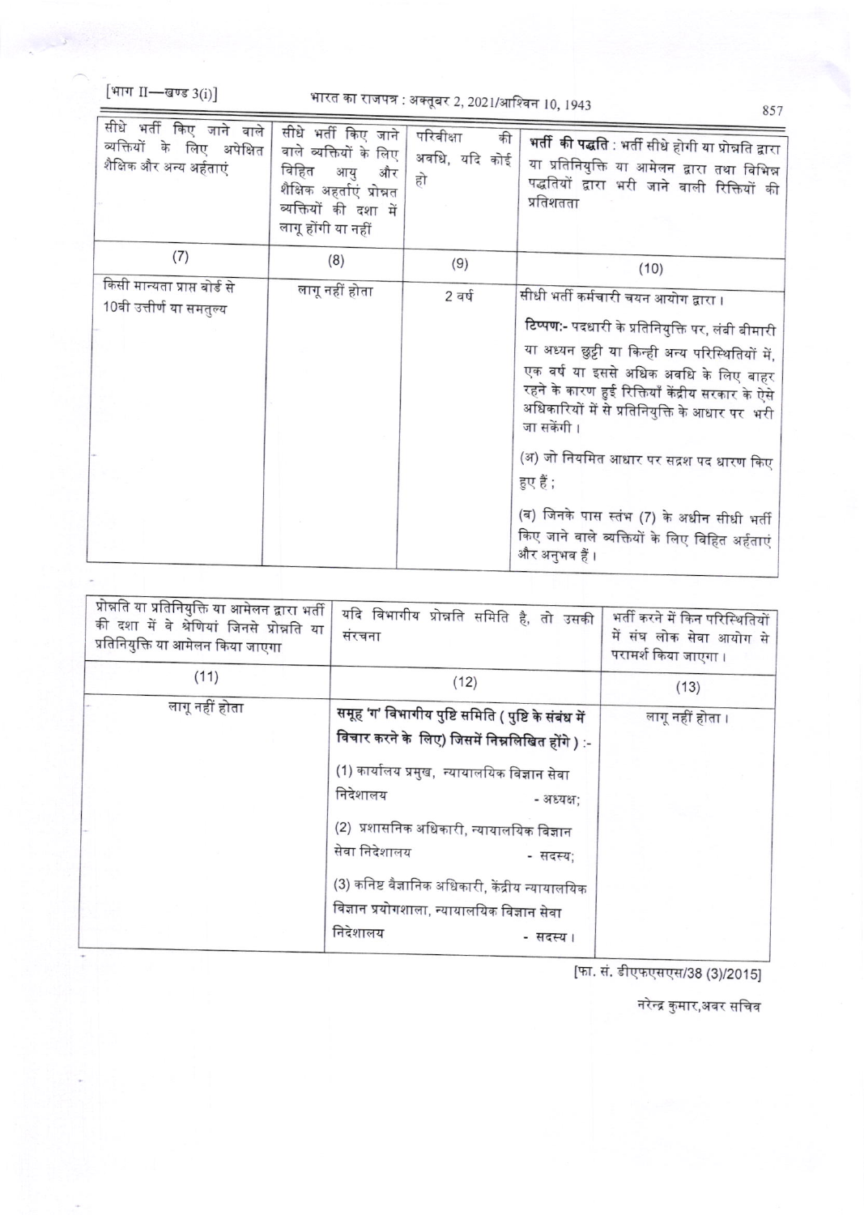| सीधे भर्ती किए जाने वाले व्यक्तियों के लिए अपेक्षित शैक्षिक और अन्य अर्हताएं | सीधे भर्ती किए जाने वाले व्यक्तियों के लिए विहित आयु और शैक्षिक अर्हताएं प्रोन्नत व्यक्तियों की दशा में लागू होंगी या नहीं | परिवीक्षा की अवधि, यदि कोई हो | **भर्ती की पद्धति** : भर्ती सीधे होगी या प्रोन्नति द्वारा या प्रतिनियुक्ति या आमेलन द्वारा तथा विभिन्न पद्धतियों द्वारा भरी जाने वाली रिक्तियों की प्रतिशतता |
|---|---|---|---|
| (7) | (8) | (9) | (10) |
| किसी मान्यता प्राप्त बोर्ड से 10वी उत्तीर्ण या समतुल्य | लागू नहीं होता | 2 वर्ष | सीधी भर्ती कर्मचारी चयन आयोग द्वारा ।<br><br>**टिप्पण:-** पदधारी के प्रतिनियुक्ति पर, लंबी बीमारी या अध्ययन छुट्टी या किन्ही अन्य परिस्थितियों में, एक वर्ष या इससे अधिक अवधि के लिए बाहर रहने के कारण हुई रिक्तियाँ केंद्रीय सरकार के ऐसे अधिकारियों में से प्रतिनियुक्ति के आधार पर भरी जा सकेंगी ।<br><br>(अ) जो नियमित आधार पर सदृश पद धारण किए हुए हैं ;<br><br>(ब) जिनके पास स्तंभ (7) के अधीन सीधी भर्ती किए जाने वाले व्यक्तियों के लिए विहित अर्हताएं और अनुभव हैं । |

| प्रोन्नति या प्रतिनियुक्ति या आमेलन द्वारा भर्ती की दशा में वे श्रेणियां जिनसे प्रोन्नति या प्रतिनियुक्ति या आमेलन किया जाएगा | यदि विभागीय प्रोन्नति समिति है, तो उसकी संरचना | भर्ती करने में किन परिस्थितियों में संघ लोक सेवा आयोग से परामर्श किया जाएगा । |
|---|---|---|
| (11) | (12) | (13) |
| लागू नहीं होता | **समूह 'ग' विभागीय पुष्टि समिति ( पुष्टि के संबंध में विचार करने के लिए) जिसमें निम्नलिखित होंगे ) :-**<br><br>(1) कार्यालय प्रमुख, न्यायालयिक विज्ञान सेवा निदेशालय - अध्यक्ष;<br><br>(2) प्रशासनिक अधिकारी, न्यायालयिक विज्ञान सेवा निदेशालय - सदस्य;<br><br>(3) कनिष्ट वैज्ञानिक अधिकारी, केंद्रीय न्यायालयिक विज्ञान प्रयोगशाला, न्यायालयिक विज्ञान सेवा निदेशालय - सदस्य । | लागू नहीं होता । |

[फा. सं. डीएफएसएस/38 (3)/2015]

नरेन्द्र कुमार, अवर सचिव